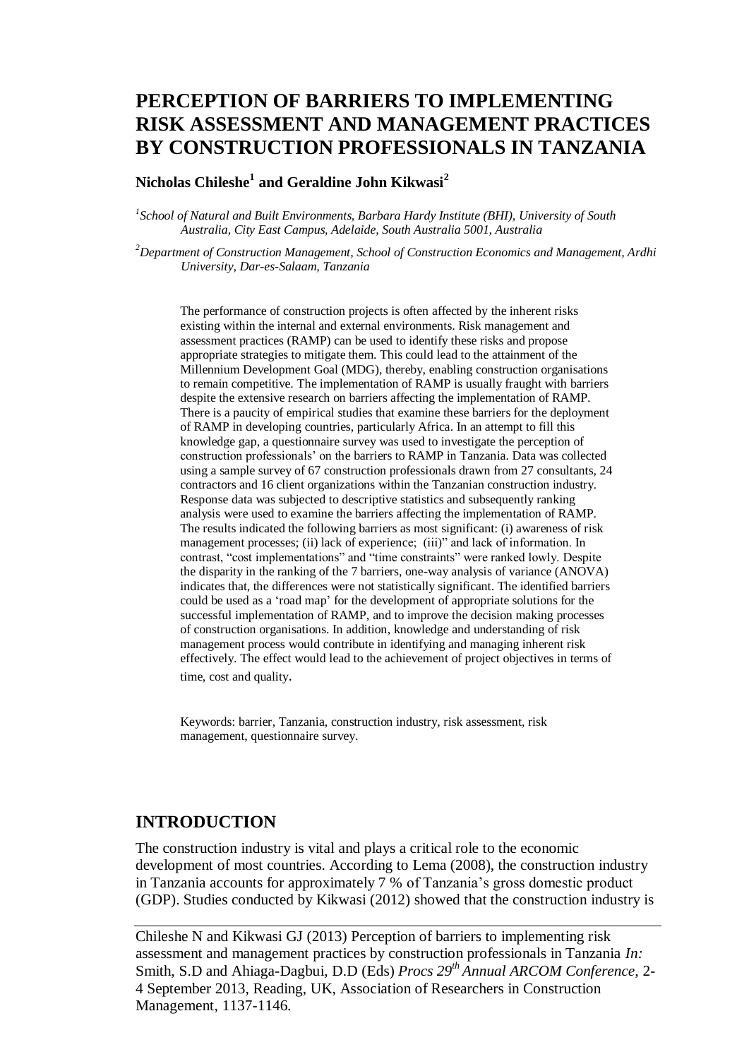# PERCEPTION OF BARRIERS TO IMPLEMENTING RISK ASSESSMENT AND MANAGEMENT PRACTICES BY CONSTRUCTION PROFESSIONALS IN TANZANIA

**Nicholas Chileshe[1] and Geraldine John Kikwasi[2]**

*[1]School of Natural and Built Environments, Barbara Hardy Institute (BHI), University of South Australia, City East Campus, Adelaide, South Australia 5001, Australia*

*[2]Department of Construction Management, School of Construction Economics and Management, Ardhi University, Dar-es-Salaam, Tanzania*

The performance of construction projects is often affected by the inherent risks existing within the internal and external environments. Risk management and assessment practices (RAMP) can be used to identify these risks and propose appropriate strategies to mitigate them. This could lead to the attainment of the Millennium Development Goal (MDG), thereby, enabling construction organisations to remain competitive. The implementation of RAMP is usually fraught with barriers despite the extensive research on barriers affecting the implementation of RAMP. There is a paucity of empirical studies that examine these barriers for the deployment of RAMP in developing countries, particularly Africa. In an attempt to fill this knowledge gap, a questionnaire survey was used to investigate the perception of construction professionals' on the barriers to RAMP in Tanzania. Data was collected using a sample survey of 67 construction professionals drawn from 27 consultants, 24 contractors and 16 client organizations within the Tanzanian construction industry. Response data was subjected to descriptive statistics and subsequently ranking analysis were used to examine the barriers affecting the implementation of RAMP. The results indicated the following barriers as most significant: (i) awareness of risk management processes; (ii) lack of experience; (iii)" and lack of information. In contrast, "cost implementations" and "time constraints" were ranked lowly. Despite the disparity in the ranking of the 7 barriers, one-way analysis of variance (ANOVA) indicates that, the differences were not statistically significant. The identified barriers could be used as a 'road map' for the development of appropriate solutions for the successful implementation of RAMP, and to improve the decision making processes of construction organisations. In addition, knowledge and understanding of risk management process would contribute in identifying and managing inherent risk effectively. The effect would lead to the achievement of project objectives in terms of time, cost and quality.

Keywords: barrier, Tanzania, construction industry, risk assessment, risk management, questionnaire survey.

## INTRODUCTION

The construction industry is vital and plays a critical role to the economic development of most countries. According to Lema (2008), the construction industry in Tanzania accounts for approximately 7 % of Tanzania's gross domestic product (GDP). Studies conducted by Kikwasi (2012) showed that the construction industry is

Chileshe N and Kikwasi GJ (2013) Perception of barriers to implementing risk assessment and management practices by construction professionals in Tanzania *In:* Smith, S.D and Ahiaga-Dagbui, D.D (Eds) *Procs 29th Annual ARCOM Conference,* 2-4 September 2013, Reading, UK, Association of Researchers in Construction Management, 1137-1146.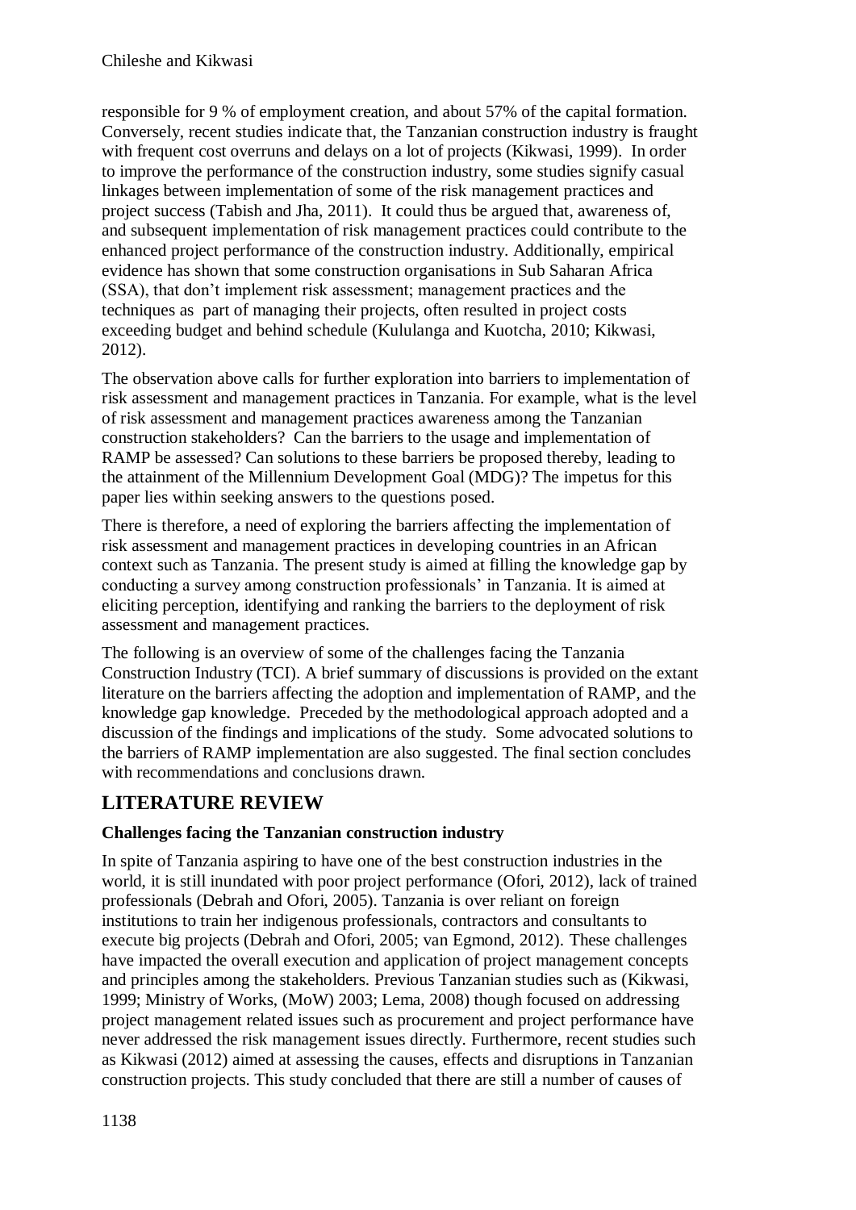responsible for 9 % of employment creation, and about 57% of the capital formation. Conversely, recent studies indicate that, the Tanzanian construction industry is fraught with frequent cost overruns and delays on a lot of projects (Kikwasi, 1999). In order to improve the performance of the construction industry, some studies signify casual linkages between implementation of some of the risk management practices and project success (Tabish and Jha, 2011). It could thus be argued that, awareness of, and subsequent implementation of risk management practices could contribute to the enhanced project performance of the construction industry. Additionally, empirical evidence has shown that some construction organisations in Sub Saharan Africa (SSA), that don't implement risk assessment; management practices and the techniques as part of managing their projects, often resulted in project costs exceeding budget and behind schedule (Kululanga and Kuotcha, 2010; Kikwasi, 2012).

The observation above calls for further exploration into barriers to implementation of risk assessment and management practices in Tanzania. For example, what is the level of risk assessment and management practices awareness among the Tanzanian construction stakeholders? Can the barriers to the usage and implementation of RAMP be assessed? Can solutions to these barriers be proposed thereby, leading to the attainment of the Millennium Development Goal (MDG)? The impetus for this paper lies within seeking answers to the questions posed.

There is therefore, a need of exploring the barriers affecting the implementation of risk assessment and management practices in developing countries in an African context such as Tanzania. The present study is aimed at filling the knowledge gap by conducting a survey among construction professionals' in Tanzania. It is aimed at eliciting perception, identifying and ranking the barriers to the deployment of risk assessment and management practices.

The following is an overview of some of the challenges facing the Tanzania Construction Industry (TCI). A brief summary of discussions is provided on the extant literature on the barriers affecting the adoption and implementation of RAMP, and the knowledge gap knowledge. Preceded by the methodological approach adopted and a discussion of the findings and implications of the study. Some advocated solutions to the barriers of RAMP implementation are also suggested. The final section concludes with recommendations and conclusions drawn.

## LITERATURE REVIEW

### Challenges facing the Tanzanian construction industry

In spite of Tanzania aspiring to have one of the best construction industries in the world, it is still inundated with poor project performance (Ofori, 2012), lack of trained professionals (Debrah and Ofori, 2005). Tanzania is over reliant on foreign institutions to train her indigenous professionals, contractors and consultants to execute big projects (Debrah and Ofori, 2005; van Egmond, 2012). These challenges have impacted the overall execution and application of project management concepts and principles among the stakeholders. Previous Tanzanian studies such as (Kikwasi, 1999; Ministry of Works, (MoW) 2003; Lema, 2008) though focused on addressing project management related issues such as procurement and project performance have never addressed the risk management issues directly. Furthermore, recent studies such as Kikwasi (2012) aimed at assessing the causes, effects and disruptions in Tanzanian construction projects. This study concluded that there are still a number of causes of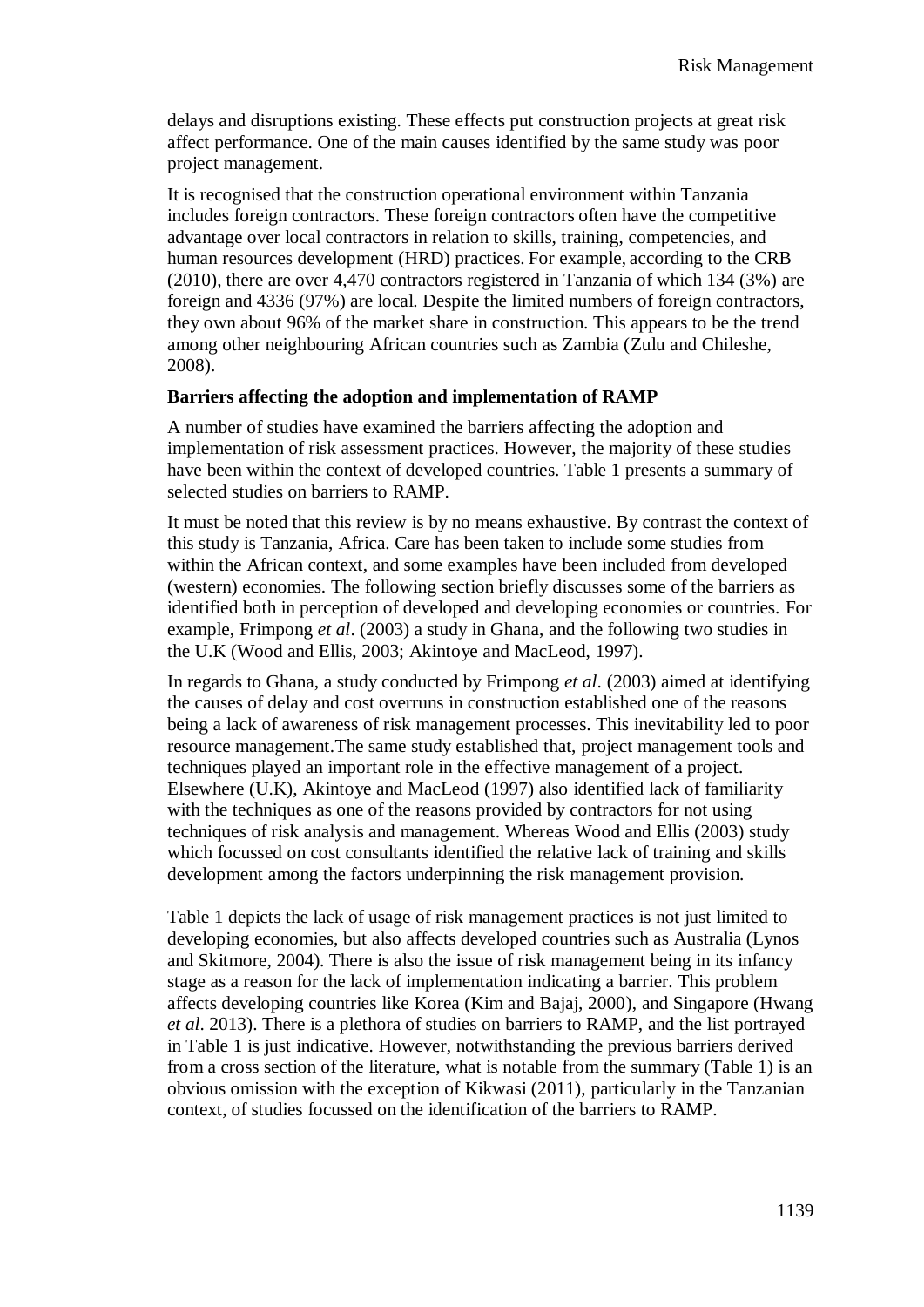delays and disruptions existing. These effects put construction projects at great risk affect performance. One of the main causes identified by the same study was poor project management.

It is recognised that the construction operational environment within Tanzania includes foreign contractors. These foreign contractors often have the competitive advantage over local contractors in relation to skills, training, competencies, and human resources development (HRD) practices. For example, according to the CRB (2010), there are over 4,470 contractors registered in Tanzania of which 134 (3%) are foreign and 4336 (97%) are local. Despite the limited numbers of foreign contractors, they own about 96% of the market share in construction. This appears to be the trend among other neighbouring African countries such as Zambia (Zulu and Chileshe, 2008).

**Barriers affecting the adoption and implementation of RAMP**

A number of studies have examined the barriers affecting the adoption and implementation of risk assessment practices. However, the majority of these studies have been within the context of developed countries. Table 1 presents a summary of selected studies on barriers to RAMP.

It must be noted that this review is by no means exhaustive. By contrast the context of this study is Tanzania, Africa. Care has been taken to include some studies from within the African context, and some examples have been included from developed (western) economies. The following section briefly discusses some of the barriers as identified both in perception of developed and developing economies or countries. For example, Frimpong *et al*. (2003) a study in Ghana, and the following two studies in the U.K (Wood and Ellis, 2003; Akintoye and MacLeod, 1997).

In regards to Ghana, a study conducted by Frimpong *et al*. (2003) aimed at identifying the causes of delay and cost overruns in construction established one of the reasons being a lack of awareness of risk management processes. This inevitability led to poor resource management.The same study established that, project management tools and techniques played an important role in the effective management of a project. Elsewhere (U.K), Akintoye and MacLeod (1997) also identified lack of familiarity with the techniques as one of the reasons provided by contractors for not using techniques of risk analysis and management. Whereas Wood and Ellis (2003) study which focussed on cost consultants identified the relative lack of training and skills development among the factors underpinning the risk management provision.

Table 1 depicts the lack of usage of risk management practices is not just limited to developing economies, but also affects developed countries such as Australia (Lynos and Skitmore, 2004). There is also the issue of risk management being in its infancy stage as a reason for the lack of implementation indicating a barrier. This problem affects developing countries like Korea (Kim and Bajaj, 2000), and Singapore (Hwang *et al*. 2013). There is a plethora of studies on barriers to RAMP, and the list portrayed in Table 1 is just indicative. However, notwithstanding the previous barriers derived from a cross section of the literature, what is notable from the summary (Table 1) is an obvious omission with the exception of Kikwasi (2011), particularly in the Tanzanian context, of studies focussed on the identification of the barriers to RAMP.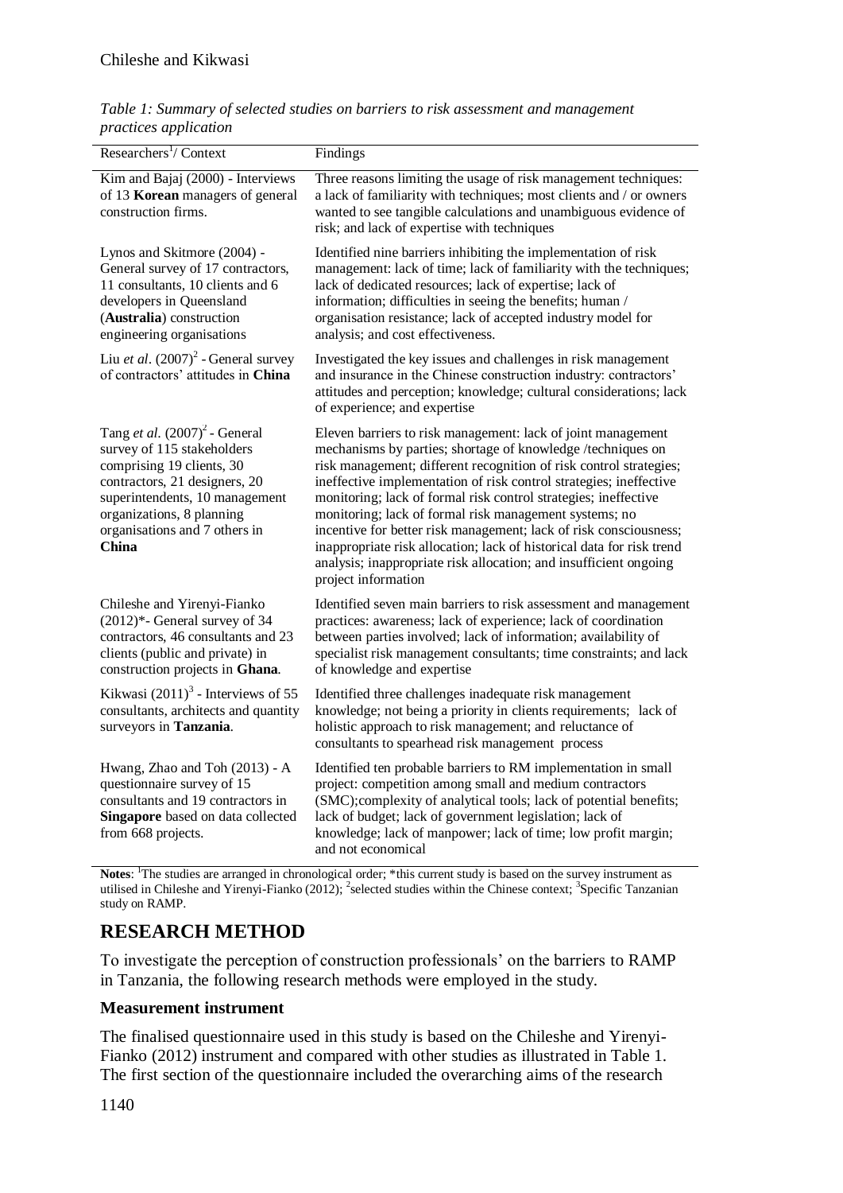*Table 1: Summary of selected studies on barriers to risk assessment and management practices application*

| Researchers[1]/ Context | Findings |
|---|---|
| Kim and Bajaj (2000) - Interviews of 13 **Korean** managers of general construction firms. | Three reasons limiting the usage of risk management techniques: a lack of familiarity with techniques; most clients and / or owners wanted to see tangible calculations and unambiguous evidence of risk; and lack of expertise with techniques |
| Lynos and Skitmore (2004) - General survey of 17 contractors, 11 consultants, 10 clients and 6 developers in Queensland (**Australia**) construction engineering organisations | Identified nine barriers inhibiting the implementation of risk management: lack of time; lack of familiarity with the techniques; lack of dedicated resources; lack of expertise; lack of information; difficulties in seeing the benefits; human / organisation resistance; lack of accepted industry model for analysis; and cost effectiveness. |
| Liu *et al*. (2007)[2] - General survey of contractors' attitudes in **China** | Investigated the key issues and challenges in risk management and insurance in the Chinese construction industry: contractors' attitudes and perception; knowledge; cultural considerations; lack of experience; and expertise |
| Tang *et al.* (2007)[2] - General survey of 115 stakeholders comprising 19 clients, 30 contractors, 21 designers, 20 superintendents, 10 management organizations, 8 planning organisations and 7 others in **China** | Eleven barriers to risk management: lack of joint management mechanisms by parties; shortage of knowledge /techniques on risk management; different recognition of risk control strategies; ineffective implementation of risk control strategies; ineffective monitoring; lack of formal risk control strategies; ineffective monitoring; lack of formal risk management systems; no incentive for better risk management; lack of risk consciousness; inappropriate risk allocation; lack of historical data for risk trend analysis; inappropriate risk allocation; and insufficient ongoing project information |
| Chileshe and Yirenyi-Fianko (2012)*- General survey of 34 contractors, 46 consultants and 23 clients (public and private) in construction projects in **Ghana**. | Identified seven main barriers to risk assessment and management practices: awareness; lack of experience; lack of coordination between parties involved; lack of information; availability of specialist risk management consultants; time constraints; and lack of knowledge and expertise |
| Kikwasi (2011)[3] - Interviews of 55 consultants, architects and quantity surveyors in **Tanzania**. | Identified three challenges inadequate risk management knowledge; not being a priority in clients requirements; lack of holistic approach to risk management; and reluctance of consultants to spearhead risk management process |
| Hwang, Zhao and Toh (2013) - A questionnaire survey of 15 consultants and 19 contractors in **Singapore** based on data collected from 668 projects. | Identified ten probable barriers to RM implementation in small project: competition among small and medium contractors (SMC);complexity of analytical tools; lack of potential benefits; lack of budget; lack of government legislation; lack of knowledge; lack of manpower; lack of time; low profit margin; and not economical |

**Notes**: [1]The studies are arranged in chronological order; *this current study is based on the survey instrument as utilised in Chileshe and Yirenyi-Fianko (2012); [2]selected studies within the Chinese context; [3]Specific Tanzanian study on RAMP.

## RESEARCH METHOD

To investigate the perception of construction professionals' on the barriers to RAMP in Tanzania, the following research methods were employed in the study.

### Measurement instrument

The finalised questionnaire used in this study is based on the Chileshe and Yirenyi-Fianko (2012) instrument and compared with other studies as illustrated in Table 1. The first section of the questionnaire included the overarching aims of the research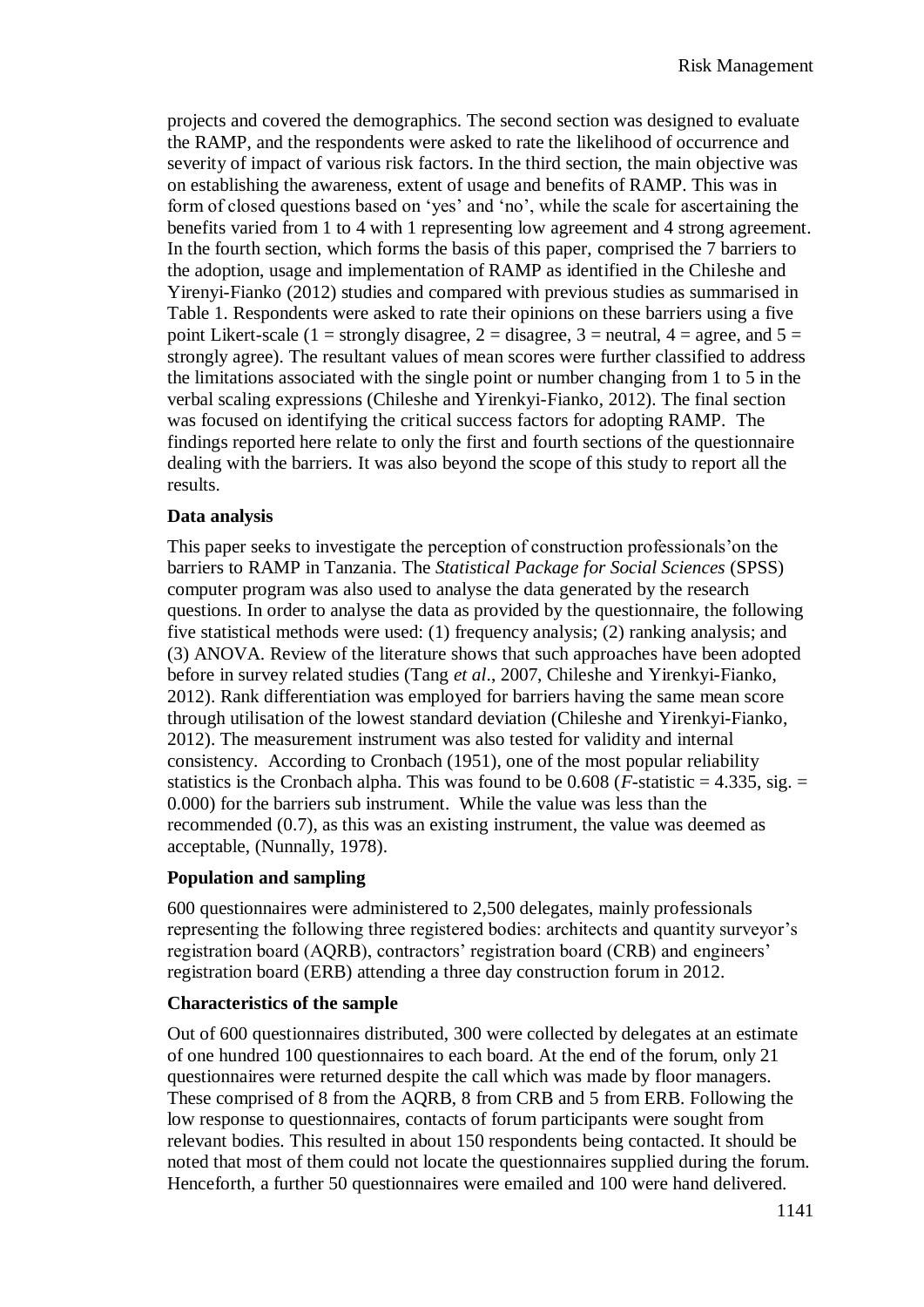projects and covered the demographics. The second section was designed to evaluate the RAMP, and the respondents were asked to rate the likelihood of occurrence and severity of impact of various risk factors. In the third section, the main objective was on establishing the awareness, extent of usage and benefits of RAMP. This was in form of closed questions based on 'yes' and 'no', while the scale for ascertaining the benefits varied from 1 to 4 with 1 representing low agreement and 4 strong agreement. In the fourth section, which forms the basis of this paper, comprised the 7 barriers to the adoption, usage and implementation of RAMP as identified in the Chileshe and Yirenyi-Fianko (2012) studies and compared with previous studies as summarised in Table 1. Respondents were asked to rate their opinions on these barriers using a five point Likert-scale (1 = strongly disagree, 2 = disagree, 3 = neutral, 4 = agree, and 5 = strongly agree). The resultant values of mean scores were further classified to address the limitations associated with the single point or number changing from 1 to 5 in the verbal scaling expressions (Chileshe and Yirenkyi-Fianko, 2012). The final section was focused on identifying the critical success factors for adopting RAMP. The findings reported here relate to only the first and fourth sections of the questionnaire dealing with the barriers. It was also beyond the scope of this study to report all the results.

**Data analysis**

This paper seeks to investigate the perception of construction professionals'on the barriers to RAMP in Tanzania. The *Statistical Package for Social Sciences* (SPSS) computer program was also used to analyse the data generated by the research questions. In order to analyse the data as provided by the questionnaire, the following five statistical methods were used: (1) frequency analysis; (2) ranking analysis; and (3) ANOVA. Review of the literature shows that such approaches have been adopted before in survey related studies (Tang *et al*., 2007, Chileshe and Yirenkyi-Fianko, 2012). Rank differentiation was employed for barriers having the same mean score through utilisation of the lowest standard deviation (Chileshe and Yirenkyi-Fianko, 2012). The measurement instrument was also tested for validity and internal consistency. According to Cronbach (1951), one of the most popular reliability statistics is the Cronbach alpha. This was found to be 0.608 ($F$-statistic = 4.335, sig. = 0.000) for the barriers sub instrument. While the value was less than the recommended (0.7), as this was an existing instrument, the value was deemed as acceptable, (Nunnally, 1978).

**Population and sampling**

600 questionnaires were administered to 2,500 delegates, mainly professionals representing the following three registered bodies: architects and quantity surveyor's registration board (AQRB), contractors' registration board (CRB) and engineers' registration board (ERB) attending a three day construction forum in 2012.

**Characteristics of the sample**

Out of 600 questionnaires distributed, 300 were collected by delegates at an estimate of one hundred 100 questionnaires to each board. At the end of the forum, only 21 questionnaires were returned despite the call which was made by floor managers. These comprised of 8 from the AQRB, 8 from CRB and 5 from ERB. Following the low response to questionnaires, contacts of forum participants were sought from relevant bodies. This resulted in about 150 respondents being contacted. It should be noted that most of them could not locate the questionnaires supplied during the forum. Henceforth, a further 50 questionnaires were emailed and 100 were hand delivered.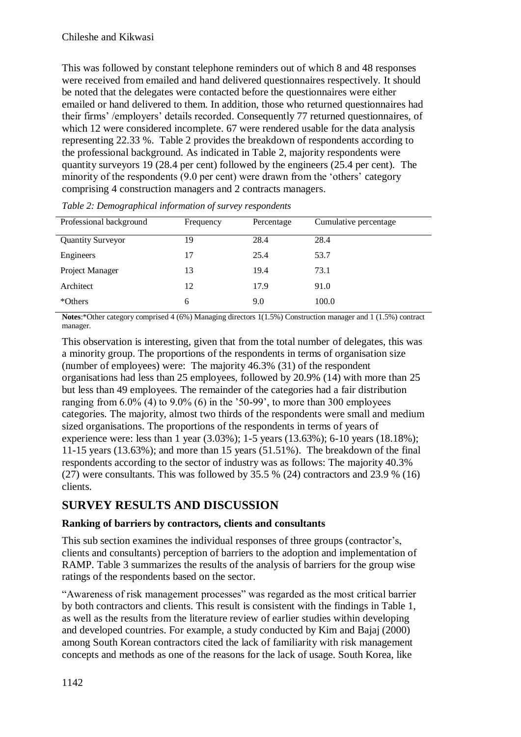This was followed by constant telephone reminders out of which 8 and 48 responses were received from emailed and hand delivered questionnaires respectively. It should be noted that the delegates were contacted before the questionnaires were either emailed or hand delivered to them. In addition, those who returned questionnaires had their firms' /employers' details recorded. Consequently 77 returned questionnaires, of which 12 were considered incomplete. 67 were rendered usable for the data analysis representing 22.33 %. Table 2 provides the breakdown of respondents according to the professional background. As indicated in Table 2, majority respondents were quantity surveyors 19 (28.4 per cent) followed by the engineers (25.4 per cent). The minority of the respondents (9.0 per cent) were drawn from the 'others' category comprising 4 construction managers and 2 contracts managers.

*Table 2: Demographical information of survey respondents*

| Professional background | Frequency | Percentage | Cumulative percentage |
|---|---|---|---|
| Quantity Surveyor | 19 | 28.4 | 28.4 |
| Engineers | 17 | 25.4 | 53.7 |
| Project Manager | 13 | 19.4 | 73.1 |
| Architect | 12 | 17.9 | 91.0 |
| *Others | 6 | 9.0 | 100.0 |

**Notes**:*Other category comprised 4 (6%) Managing directors 1(1.5%) Construction manager and 1 (1.5%) contract manager.

This observation is interesting, given that from the total number of delegates, this was a minority group. The proportions of the respondents in terms of organisation size (number of employees) were: The majority 46.3% (31) of the respondent organisations had less than 25 employees, followed by 20.9% (14) with more than 25 but less than 49 employees. The remainder of the categories had a fair distribution ranging from 6.0% (4) to 9.0% (6) in the '50-99', to more than 300 employees categories. The majority, almost two thirds of the respondents were small and medium sized organisations. The proportions of the respondents in terms of years of experience were: less than 1 year (3.03%); 1-5 years (13.63%); 6-10 years (18.18%); 11-15 years (13.63%); and more than 15 years (51.51%). The breakdown of the final respondents according to the sector of industry was as follows: The majority 40.3% (27) were consultants. This was followed by 35.5 % (24) contractors and 23.9 % (16) clients.

## SURVEY RESULTS AND DISCUSSION

### Ranking of barriers by contractors, clients and consultants

This sub section examines the individual responses of three groups (contractor's, clients and consultants) perception of barriers to the adoption and implementation of RAMP. Table 3 summarizes the results of the analysis of barriers for the group wise ratings of the respondents based on the sector.

"Awareness of risk management processes" was regarded as the most critical barrier by both contractors and clients. This result is consistent with the findings in Table 1, as well as the results from the literature review of earlier studies within developing and developed countries. For example, a study conducted by Kim and Bajaj (2000) among South Korean contractors cited the lack of familiarity with risk management concepts and methods as one of the reasons for the lack of usage. South Korea, like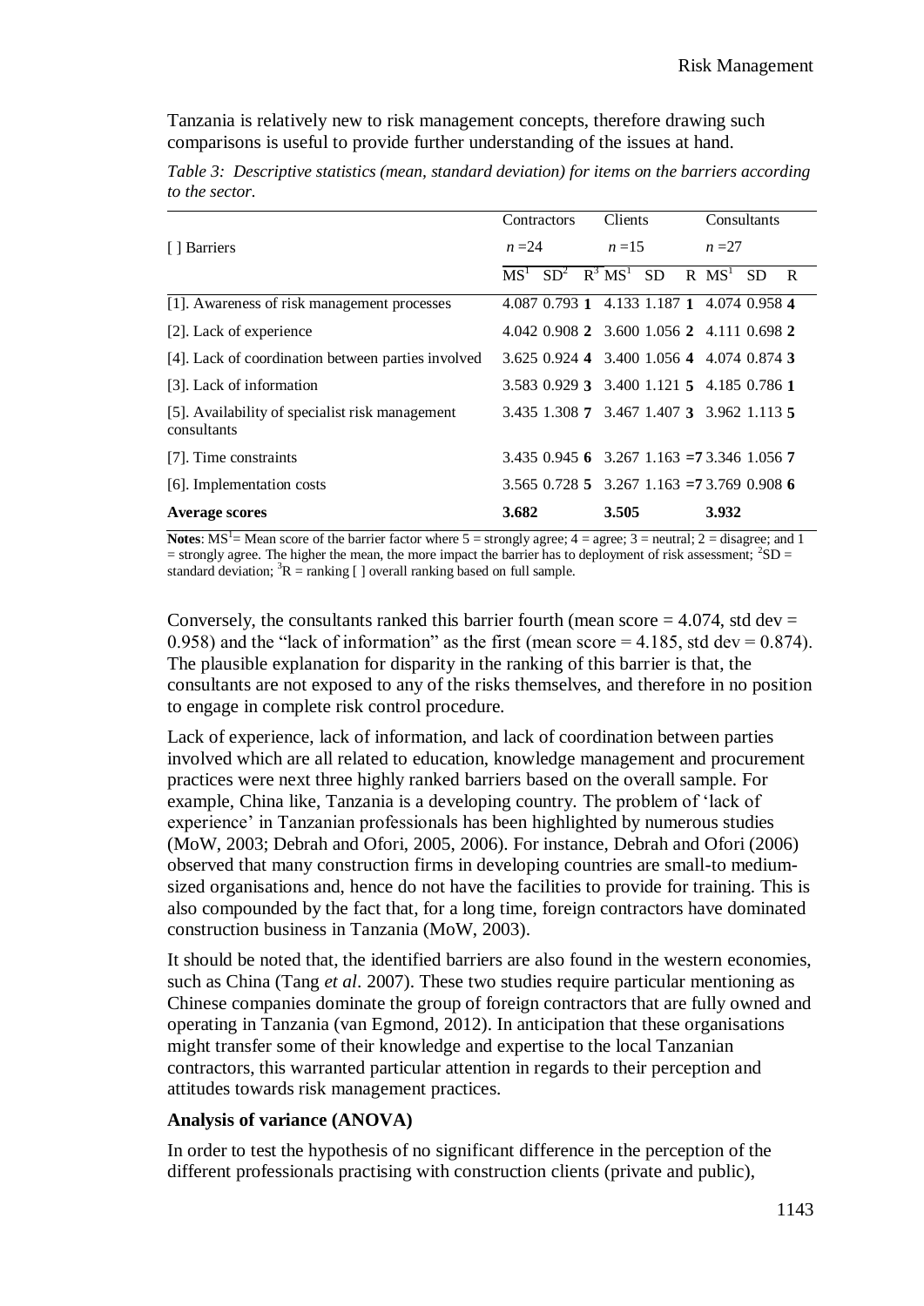Tanzania is relatively new to risk management concepts, therefore drawing such comparisons is useful to provide further understanding of the issues at hand.

*Table 3: Descriptive statistics (mean, standard deviation) for items on the barriers according to the sector.*

| [ ] Barriers | Contractors | | | Clients | | | Consultants | | |
|---|---|---|---|---|---|---|---|---|---|
| | $n$ =24 | | | $n$ =15 | | | $n$ =27 | | |
| | MS[1] | SD[2] | R[3] | MS[1] | SD | R | MS[1] | SD | R |
| [1]. Awareness of risk management processes | 4.087 | 0.793 | **1** | 4.133 | 1.187 | **1** | 4.074 | 0.958 | **4** |
| [2]. Lack of experience | 4.042 | 0.908 | **2** | 3.600 | 1.056 | **2** | 4.111 | 0.698 | **2** |
| [4]. Lack of coordination between parties involved | 3.625 | 0.924 | **4** | 3.400 | 1.056 | **4** | 4.074 | 0.874 | **3** |
| [3]. Lack of information | 3.583 | 0.929 | **3** | 3.400 | 1.121 | **5** | 4.185 | 0.786 | **1** |
| [5]. Availability of specialist risk management consultants | 3.435 | 1.308 | **7** | 3.467 | 1.407 | **3** | 3.962 | 1.113 | **5** |
| [7]. Time constraints | 3.435 | 0.945 | **6** | 3.267 | 1.163 | **=7** | 3.346 | 1.056 | **7** |
| [6]. Implementation costs | 3.565 | 0.728 | **5** | 3.267 | 1.163 | **=7** | 3.769 | 0.908 | **6** |
| **Average scores** | **3.682** | | | **3.505** | | | **3.932** | | |

**Notes**: MS[1]= Mean score of the barrier factor where 5 = strongly agree; 4 = agree; 3 = neutral; 2 = disagree; and 1 = strongly agree. The higher the mean, the more impact the barrier has to deployment of risk assessment; [2]SD = standard deviation; [3]R = ranking [ ] overall ranking based on full sample.

Conversely, the consultants ranked this barrier fourth (mean score = 4.074, std dev = 0.958) and the "lack of information" as the first (mean score = 4.185, std dev = 0.874). The plausible explanation for disparity in the ranking of this barrier is that, the consultants are not exposed to any of the risks themselves, and therefore in no position to engage in complete risk control procedure.

Lack of experience, lack of information, and lack of coordination between parties involved which are all related to education, knowledge management and procurement practices were next three highly ranked barriers based on the overall sample. For example, China like, Tanzania is a developing country. The problem of 'lack of experience' in Tanzanian professionals has been highlighted by numerous studies (MoW, 2003; Debrah and Ofori, 2005, 2006). For instance, Debrah and Ofori (2006) observed that many construction firms in developing countries are small-to medium-sized organisations and, hence do not have the facilities to provide for training. This is also compounded by the fact that, for a long time, foreign contractors have dominated construction business in Tanzania (MoW, 2003).

It should be noted that, the identified barriers are also found in the western economies, such as China (Tang *et al*. 2007). These two studies require particular mentioning as Chinese companies dominate the group of foreign contractors that are fully owned and operating in Tanzania (van Egmond, 2012). In anticipation that these organisations might transfer some of their knowledge and expertise to the local Tanzanian contractors, this warranted particular attention in regards to their perception and attitudes towards risk management practices.

### Analysis of variance (ANOVA)

In order to test the hypothesis of no significant difference in the perception of the different professionals practising with construction clients (private and public),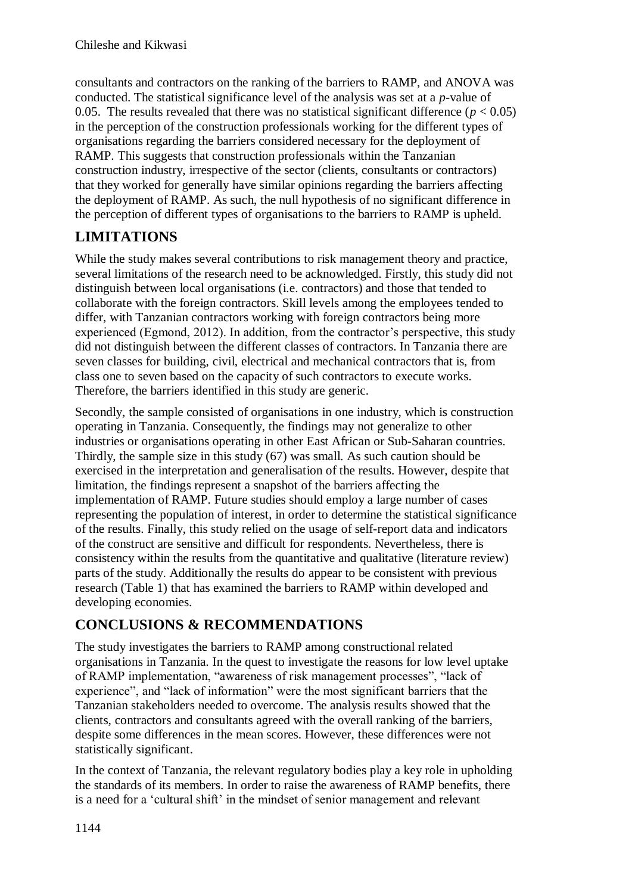consultants and contractors on the ranking of the barriers to RAMP, and ANOVA was conducted. The statistical significance level of the analysis was set at a *p*-value of 0.05. The results revealed that there was no statistical significant difference ($p < 0.05$) in the perception of the construction professionals working for the different types of organisations regarding the barriers considered necessary for the deployment of RAMP. This suggests that construction professionals within the Tanzanian construction industry, irrespective of the sector (clients, consultants or contractors) that they worked for generally have similar opinions regarding the barriers affecting the deployment of RAMP. As such, the null hypothesis of no significant difference in the perception of different types of organisations to the barriers to RAMP is upheld.

## LIMITATIONS

While the study makes several contributions to risk management theory and practice, several limitations of the research need to be acknowledged. Firstly, this study did not distinguish between local organisations (i.e. contractors) and those that tended to collaborate with the foreign contractors. Skill levels among the employees tended to differ, with Tanzanian contractors working with foreign contractors being more experienced (Egmond, 2012). In addition, from the contractor's perspective, this study did not distinguish between the different classes of contractors. In Tanzania there are seven classes for building, civil, electrical and mechanical contractors that is, from class one to seven based on the capacity of such contractors to execute works. Therefore, the barriers identified in this study are generic.

Secondly, the sample consisted of organisations in one industry, which is construction operating in Tanzania. Consequently, the findings may not generalize to other industries or organisations operating in other East African or Sub-Saharan countries. Thirdly, the sample size in this study (67) was small. As such caution should be exercised in the interpretation and generalisation of the results. However, despite that limitation, the findings represent a snapshot of the barriers affecting the implementation of RAMP. Future studies should employ a large number of cases representing the population of interest, in order to determine the statistical significance of the results. Finally, this study relied on the usage of self-report data and indicators of the construct are sensitive and difficult for respondents. Nevertheless, there is consistency within the results from the quantitative and qualitative (literature review) parts of the study. Additionally the results do appear to be consistent with previous research (Table 1) that has examined the barriers to RAMP within developed and developing economies.

## CONCLUSIONS & RECOMMENDATIONS

The study investigates the barriers to RAMP among constructional related organisations in Tanzania. In the quest to investigate the reasons for low level uptake of RAMP implementation, "awareness of risk management processes", "lack of experience", and "lack of information" were the most significant barriers that the Tanzanian stakeholders needed to overcome. The analysis results showed that the clients, contractors and consultants agreed with the overall ranking of the barriers, despite some differences in the mean scores. However, these differences were not statistically significant.

In the context of Tanzania, the relevant regulatory bodies play a key role in upholding the standards of its members. In order to raise the awareness of RAMP benefits, there is a need for a 'cultural shift' in the mindset of senior management and relevant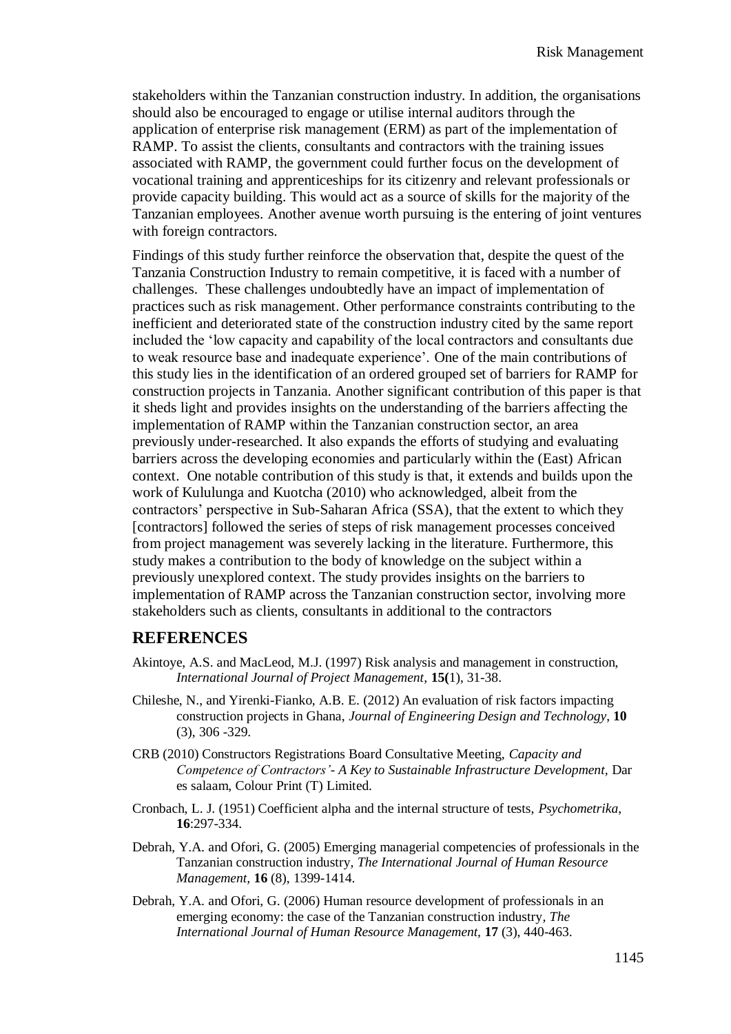stakeholders within the Tanzanian construction industry. In addition, the organisations should also be encouraged to engage or utilise internal auditors through the application of enterprise risk management (ERM) as part of the implementation of RAMP. To assist the clients, consultants and contractors with the training issues associated with RAMP, the government could further focus on the development of vocational training and apprenticeships for its citizenry and relevant professionals or provide capacity building. This would act as a source of skills for the majority of the Tanzanian employees. Another avenue worth pursuing is the entering of joint ventures with foreign contractors.

Findings of this study further reinforce the observation that, despite the quest of the Tanzania Construction Industry to remain competitive, it is faced with a number of challenges. These challenges undoubtedly have an impact of implementation of practices such as risk management. Other performance constraints contributing to the inefficient and deteriorated state of the construction industry cited by the same report included the 'low capacity and capability of the local contractors and consultants due to weak resource base and inadequate experience'. One of the main contributions of this study lies in the identification of an ordered grouped set of barriers for RAMP for construction projects in Tanzania. Another significant contribution of this paper is that it sheds light and provides insights on the understanding of the barriers affecting the implementation of RAMP within the Tanzanian construction sector, an area previously under-researched. It also expands the efforts of studying and evaluating barriers across the developing economies and particularly within the (East) African context. One notable contribution of this study is that, it extends and builds upon the work of Kululunga and Kuotcha (2010) who acknowledged, albeit from the contractors' perspective in Sub-Saharan Africa (SSA), that the extent to which they [contractors] followed the series of steps of risk management processes conceived from project management was severely lacking in the literature. Furthermore, this study makes a contribution to the body of knowledge on the subject within a previously unexplored context. The study provides insights on the barriers to implementation of RAMP across the Tanzanian construction sector, involving more stakeholders such as clients, consultants in additional to the contractors

## REFERENCES

Akintoye, A.S. and MacLeod, M.J. (1997) Risk analysis and management in construction, *International Journal of Project Management,* **15(**1), 31-38.

Chileshe, N., and Yirenki-Fianko, A.B. E. (2012) An evaluation of risk factors impacting construction projects in Ghana, *Journal of Engineering Design and Technology*, **10** (3), 306 -329.

CRB (2010) Constructors Registrations Board Consultative Meeting, *Capacity and Competence of Contractors'- A Key to Sustainable Infrastructure Development,* Dar es salaam, Colour Print (T) Limited.

Cronbach, L. J. (1951) Coefficient alpha and the internal structure of tests, *Psychometrika*, **16**:297-334.

Debrah, Y.A. and Ofori, G. (2005) Emerging managerial competencies of professionals in the Tanzanian construction industry, *The International Journal of Human Resource Management,* **16** (8), 1399-1414.

Debrah, Y.A. and Ofori, G. (2006) Human resource development of professionals in an emerging economy: the case of the Tanzanian construction industry, *The International Journal of Human Resource Management,* **17** (3), 440-463.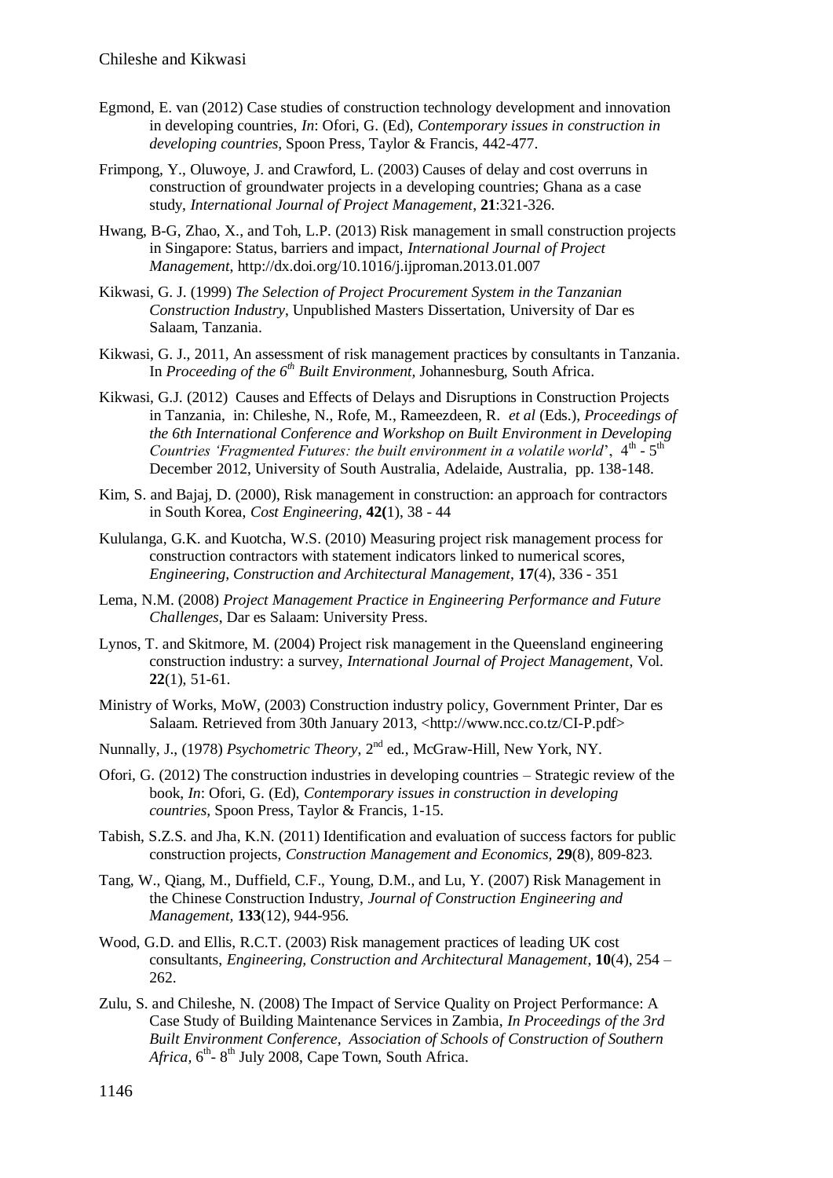Egmond, E. van (2012) Case studies of construction technology development and innovation in developing countries, *In*: Ofori, G. (Ed), *Contemporary issues in construction in developing countries*, Spoon Press, Taylor & Francis, 442-477.

Frimpong, Y., Oluwoye, J. and Crawford, L. (2003) Causes of delay and cost overruns in construction of groundwater projects in a developing countries; Ghana as a case study, *International Journal of Project Management*, **21**:321-326.

Hwang, B-G, Zhao, X., and Toh, L.P. (2013) Risk management in small construction projects in Singapore: Status, barriers and impact, *International Journal of Project Management*, http://dx.doi.org/10.1016/j.ijproman.2013.01.007

Kikwasi, G. J. (1999) *The Selection of Project Procurement System in the Tanzanian Construction Industry*, Unpublished Masters Dissertation, University of Dar es Salaam, Tanzania.

Kikwasi, G. J., 2011, An assessment of risk management practices by consultants in Tanzania. In *Proceeding of the 6th Built Environment*, Johannesburg, South Africa.

Kikwasi, G.J. (2012) Causes and Effects of Delays and Disruptions in Construction Projects in Tanzania, in: Chileshe, N., Rofe, M., Rameezdeen, R. *et al* (Eds.), *Proceedings of the 6th International Conference and Workshop on Built Environment in Developing Countries 'Fragmented Futures: the built environment in a volatile world'*, 4th - 5th December 2012, University of South Australia, Adelaide, Australia, pp. 138-148.

Kim, S. and Bajaj, D. (2000), Risk management in construction: an approach for contractors in South Korea, *Cost Engineering*, **42(**1), 38 - 44

Kululanga, G.K. and Kuotcha, W.S. (2010) Measuring project risk management process for construction contractors with statement indicators linked to numerical scores, *Engineering, Construction and Architectural Management*, **17**(4), 336 - 351

Lema, N.M. (2008) *Project Management Practice in Engineering Performance and Future Challenges*, Dar es Salaam: University Press.

Lynos, T. and Skitmore, M. (2004) Project risk management in the Queensland engineering construction industry: a survey, *International Journal of Project Management*, Vol. **22**(1), 51-61.

Ministry of Works, MoW, (2003) Construction industry policy, Government Printer, Dar es Salaam. Retrieved from 30th January 2013, <http://www.ncc.co.tz/CI-P.pdf>

Nunnally, J., (1978) *Psychometric Theory*, 2nd ed., McGraw-Hill, New York, NY.

Ofori, G. (2012) The construction industries in developing countries – Strategic review of the book, *In*: Ofori, G. (Ed), *Contemporary issues in construction in developing countries*, Spoon Press, Taylor & Francis, 1-15.

Tabish, S.Z.S. and Jha, K.N. (2011) Identification and evaluation of success factors for public construction projects, *Construction Management and Economics*, **29**(8), 809-823.

Tang, W., Qiang, M., Duffield, C.F., Young, D.M., and Lu, Y. (2007) Risk Management in the Chinese Construction Industry, *Journal of Construction Engineering and Management*, **133**(12), 944-956.

Wood, G.D. and Ellis, R.C.T. (2003) Risk management practices of leading UK cost consultants, *Engineering, Construction and Architectural Management*, **10**(4), 254 – 262.

Zulu, S. and Chileshe, N. (2008) The Impact of Service Quality on Project Performance: A Case Study of Building Maintenance Services in Zambia, *In Proceedings of the 3rd Built Environment Conference, Association of Schools of Construction of Southern Africa*, 6th- 8th July 2008, Cape Town, South Africa.